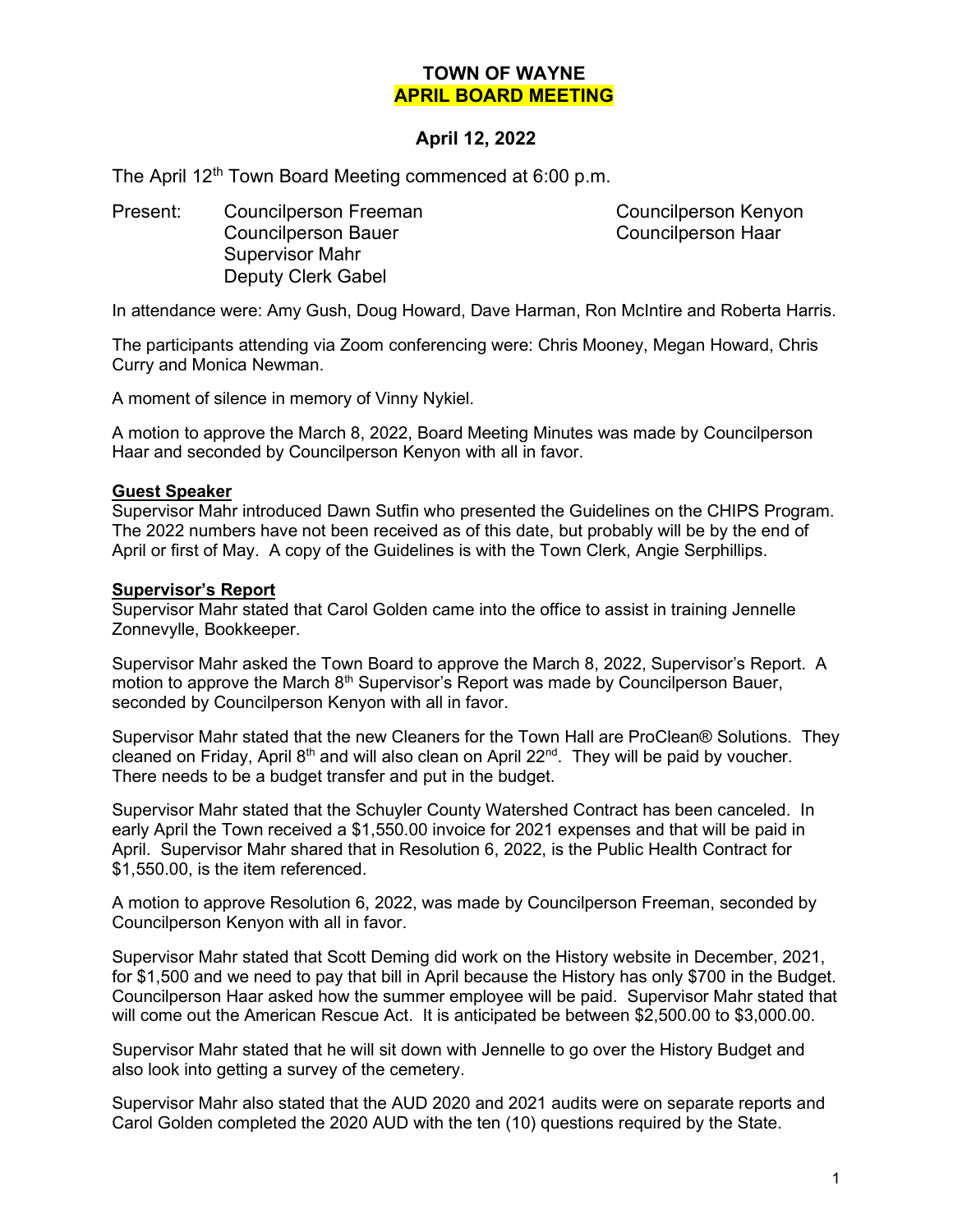# TOWN OF WAYNE
## APRIL BOARD MEETING

### April 12, 2022

The April 12th Town Board Meeting commenced at 6:00 p.m.

Present: Councilperson Freeman, Councilperson Kenyon, Councilperson Bauer, Councilperson Haar, Supervisor Mahr, Deputy Clerk Gabel

In attendance were: Amy Gush, Doug Howard, Dave Harman, Ron McIntire and Roberta Harris.

The participants attending via Zoom conferencing were: Chris Mooney, Megan Howard, Chris Curry and Monica Newman.

A moment of silence in memory of Vinny Nykiel.

A motion to approve the March 8, 2022, Board Meeting Minutes was made by Councilperson Haar and seconded by Councilperson Kenyon with all in favor.

**Guest Speaker**

Supervisor Mahr introduced Dawn Sutfin who presented the Guidelines on the CHIPS Program. The 2022 numbers have not been received as of this date, but probably will be by the end of April or first of May. A copy of the Guidelines is with the Town Clerk, Angie Serphillips.

**Supervisor's Report**

Supervisor Mahr stated that Carol Golden came into the office to assist in training Jennelle Zonnevylle, Bookkeeper.

Supervisor Mahr asked the Town Board to approve the March 8, 2022, Supervisor's Report. A motion to approve the March 8th Supervisor's Report was made by Councilperson Bauer, seconded by Councilperson Kenyon with all in favor.

Supervisor Mahr stated that the new Cleaners for the Town Hall are ProClean® Solutions. They cleaned on Friday, April 8th and will also clean on April 22nd. They will be paid by voucher. There needs to be a budget transfer and put in the budget.

Supervisor Mahr stated that the Schuyler County Watershed Contract has been canceled. In early April the Town received a $1,550.00 invoice for 2021 expenses and that will be paid in April. Supervisor Mahr shared that in Resolution 6, 2022, is the Public Health Contract for $1,550.00, is the item referenced.

A motion to approve Resolution 6, 2022, was made by Councilperson Freeman, seconded by Councilperson Kenyon with all in favor.

Supervisor Mahr stated that Scott Deming did work on the History website in December, 2021, for $1,500 and we need to pay that bill in April because the History has only $700 in the Budget. Councilperson Haar asked how the summer employee will be paid. Supervisor Mahr stated that will come out the American Rescue Act. It is anticipated be between $2,500.00 to $3,000.00.

Supervisor Mahr stated that he will sit down with Jennelle to go over the History Budget and also look into getting a survey of the cemetery.

Supervisor Mahr also stated that the AUD 2020 and 2021 audits were on separate reports and Carol Golden completed the 2020 AUD with the ten (10) questions required by the State.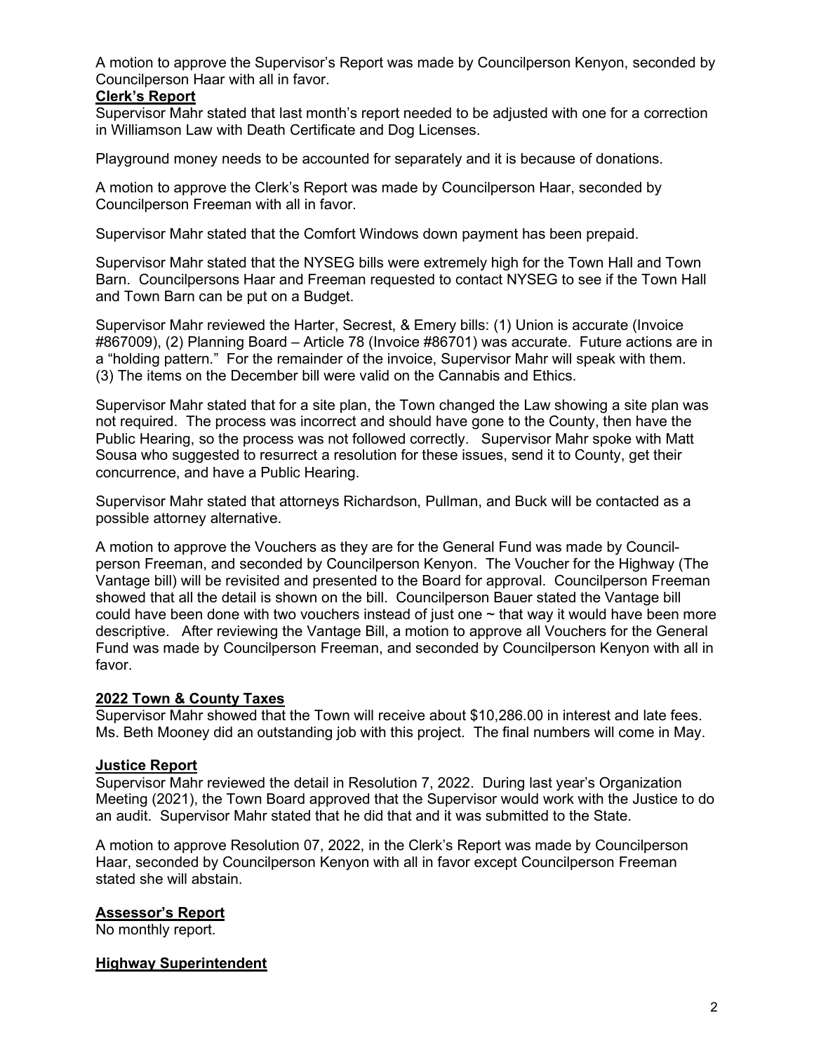A motion to approve the Supervisor's Report was made by Councilperson Kenyon, seconded by Councilperson Haar with all in favor.

**Clerk's Report**

Supervisor Mahr stated that last month's report needed to be adjusted with one for a correction in Williamson Law with Death Certificate and Dog Licenses.

Playground money needs to be accounted for separately and it is because of donations.

A motion to approve the Clerk's Report was made by Councilperson Haar, seconded by Councilperson Freeman with all in favor.

Supervisor Mahr stated that the Comfort Windows down payment has been prepaid.

Supervisor Mahr stated that the NYSEG bills were extremely high for the Town Hall and Town Barn. Councilpersons Haar and Freeman requested to contact NYSEG to see if the Town Hall and Town Barn can be put on a Budget.

Supervisor Mahr reviewed the Harter, Secrest, & Emery bills: (1) Union is accurate (Invoice #867009), (2) Planning Board – Article 78 (Invoice #86701) was accurate. Future actions are in a "holding pattern." For the remainder of the invoice, Supervisor Mahr will speak with them. (3) The items on the December bill were valid on the Cannabis and Ethics.

Supervisor Mahr stated that for a site plan, the Town changed the Law showing a site plan was not required. The process was incorrect and should have gone to the County, then have the Public Hearing, so the process was not followed correctly. Supervisor Mahr spoke with Matt Sousa who suggested to resurrect a resolution for these issues, send it to County, get their concurrence, and have a Public Hearing.

Supervisor Mahr stated that attorneys Richardson, Pullman, and Buck will be contacted as a possible attorney alternative.

A motion to approve the Vouchers as they are for the General Fund was made by Council-person Freeman, and seconded by Councilperson Kenyon. The Voucher for the Highway (The Vantage bill) will be revisited and presented to the Board for approval. Councilperson Freeman showed that all the detail is shown on the bill. Councilperson Bauer stated the Vantage bill could have been done with two vouchers instead of just one ~ that way it would have been more descriptive. After reviewing the Vantage Bill, a motion to approve all Vouchers for the General Fund was made by Councilperson Freeman, and seconded by Councilperson Kenyon with all in favor.

**2022 Town & County Taxes**

Supervisor Mahr showed that the Town will receive about $10,286.00 in interest and late fees. Ms. Beth Mooney did an outstanding job with this project. The final numbers will come in May.

**Justice Report**

Supervisor Mahr reviewed the detail in Resolution 7, 2022. During last year's Organization Meeting (2021), the Town Board approved that the Supervisor would work with the Justice to do an audit. Supervisor Mahr stated that he did that and it was submitted to the State.

A motion to approve Resolution 07, 2022, in the Clerk's Report was made by Councilperson Haar, seconded by Councilperson Kenyon with all in favor except Councilperson Freeman stated she will abstain.

**Assessor's Report**

No monthly report.

**Highway Superintendent**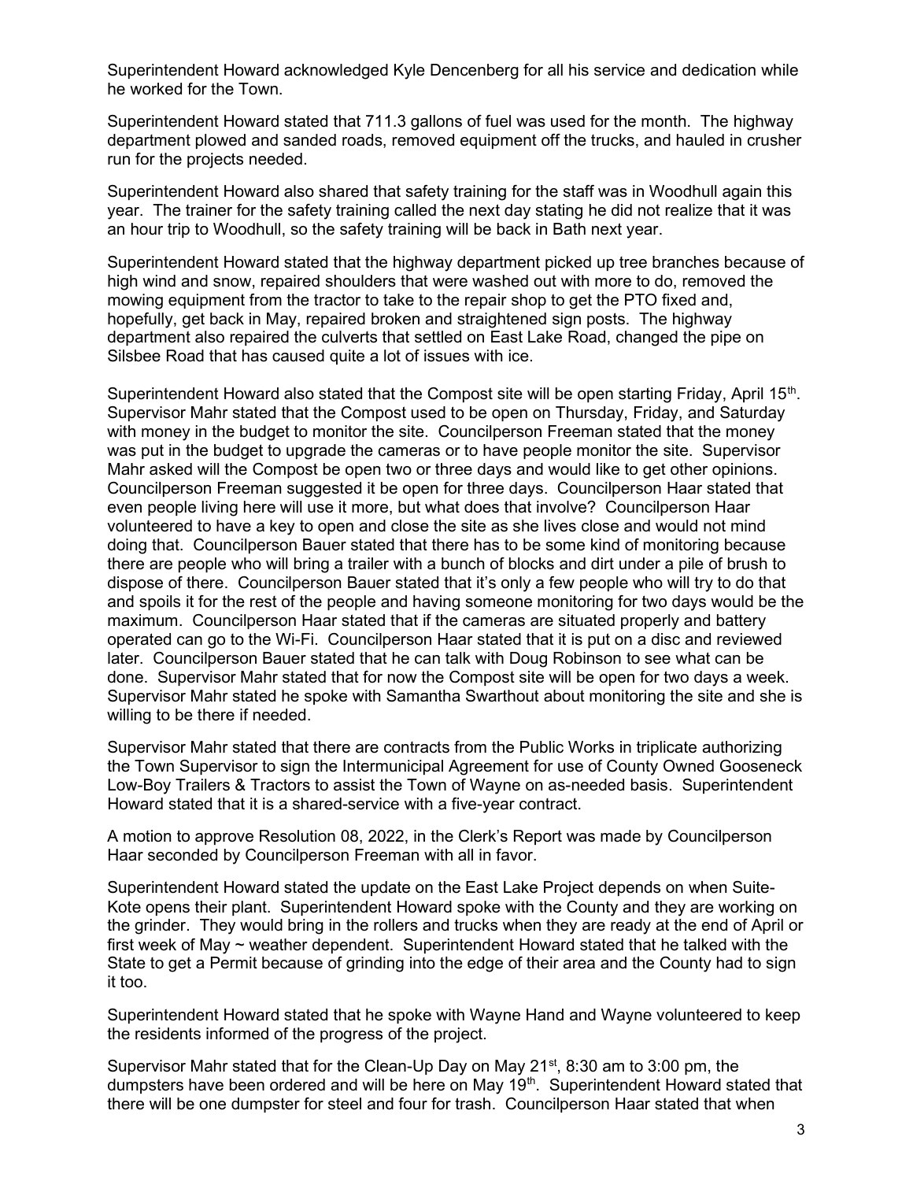Superintendent Howard acknowledged Kyle Dencenberg for all his service and dedication while he worked for the Town.

Superintendent Howard stated that 711.3 gallons of fuel was used for the month. The highway department plowed and sanded roads, removed equipment off the trucks, and hauled in crusher run for the projects needed.

Superintendent Howard also shared that safety training for the staff was in Woodhull again this year. The trainer for the safety training called the next day stating he did not realize that it was an hour trip to Woodhull, so the safety training will be back in Bath next year.

Superintendent Howard stated that the highway department picked up tree branches because of high wind and snow, repaired shoulders that were washed out with more to do, removed the mowing equipment from the tractor to take to the repair shop to get the PTO fixed and, hopefully, get back in May, repaired broken and straightened sign posts. The highway department also repaired the culverts that settled on East Lake Road, changed the pipe on Silsbee Road that has caused quite a lot of issues with ice.

Superintendent Howard also stated that the Compost site will be open starting Friday, April 15th. Supervisor Mahr stated that the Compost used to be open on Thursday, Friday, and Saturday with money in the budget to monitor the site. Councilperson Freeman stated that the money was put in the budget to upgrade the cameras or to have people monitor the site. Supervisor Mahr asked will the Compost be open two or three days and would like to get other opinions. Councilperson Freeman suggested it be open for three days. Councilperson Haar stated that even people living here will use it more, but what does that involve? Councilperson Haar volunteered to have a key to open and close the site as she lives close and would not mind doing that. Councilperson Bauer stated that there has to be some kind of monitoring because there are people who will bring a trailer with a bunch of blocks and dirt under a pile of brush to dispose of there. Councilperson Bauer stated that it's only a few people who will try to do that and spoils it for the rest of the people and having someone monitoring for two days would be the maximum. Councilperson Haar stated that if the cameras are situated properly and battery operated can go to the Wi-Fi. Councilperson Haar stated that it is put on a disc and reviewed later. Councilperson Bauer stated that he can talk with Doug Robinson to see what can be done. Supervisor Mahr stated that for now the Compost site will be open for two days a week. Supervisor Mahr stated he spoke with Samantha Swarthout about monitoring the site and she is willing to be there if needed.

Supervisor Mahr stated that there are contracts from the Public Works in triplicate authorizing the Town Supervisor to sign the Intermunicipal Agreement for use of County Owned Gooseneck Low-Boy Trailers & Tractors to assist the Town of Wayne on as-needed basis. Superintendent Howard stated that it is a shared-service with a five-year contract.

A motion to approve Resolution 08, 2022, in the Clerk's Report was made by Councilperson Haar seconded by Councilperson Freeman with all in favor.

Superintendent Howard stated the update on the East Lake Project depends on when Suite-Kote opens their plant. Superintendent Howard spoke with the County and they are working on the grinder. They would bring in the rollers and trucks when they are ready at the end of April or first week of May ~ weather dependent. Superintendent Howard stated that he talked with the State to get a Permit because of grinding into the edge of their area and the County had to sign it too.

Superintendent Howard stated that he spoke with Wayne Hand and Wayne volunteered to keep the residents informed of the progress of the project.

Supervisor Mahr stated that for the Clean-Up Day on May 21st, 8:30 am to 3:00 pm, the dumpsters have been ordered and will be here on May 19th. Superintendent Howard stated that there will be one dumpster for steel and four for trash. Councilperson Haar stated that when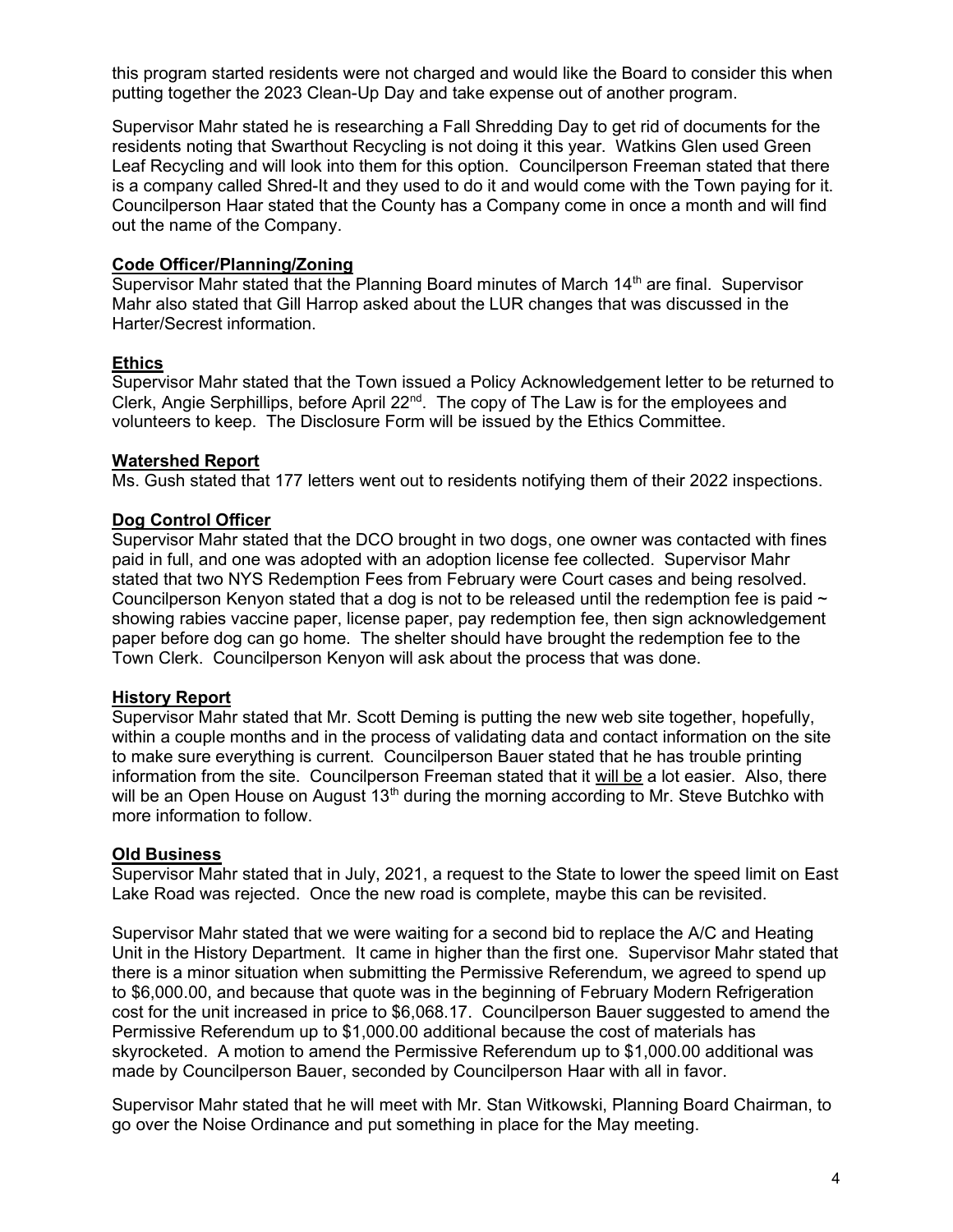this program started residents were not charged and would like the Board to consider this when putting together the 2023 Clean-Up Day and take expense out of another program.

Supervisor Mahr stated he is researching a Fall Shredding Day to get rid of documents for the residents noting that Swarthout Recycling is not doing it this year. Watkins Glen used Green Leaf Recycling and will look into them for this option. Councilperson Freeman stated that there is a company called Shred-It and they used to do it and would come with the Town paying for it. Councilperson Haar stated that the County has a Company come in once a month and will find out the name of the Company.

**Code Officer/Planning/Zoning**

Supervisor Mahr stated that the Planning Board minutes of March 14th are final. Supervisor Mahr also stated that Gill Harrop asked about the LUR changes that was discussed in the Harter/Secrest information.

**Ethics**

Supervisor Mahr stated that the Town issued a Policy Acknowledgement letter to be returned to Clerk, Angie Serphillips, before April 22nd. The copy of The Law is for the employees and volunteers to keep. The Disclosure Form will be issued by the Ethics Committee.

**Watershed Report**

Ms. Gush stated that 177 letters went out to residents notifying them of their 2022 inspections.

**Dog Control Officer**

Supervisor Mahr stated that the DCO brought in two dogs, one owner was contacted with fines paid in full, and one was adopted with an adoption license fee collected. Supervisor Mahr stated that two NYS Redemption Fees from February were Court cases and being resolved. Councilperson Kenyon stated that a dog is not to be released until the redemption fee is paid ~ showing rabies vaccine paper, license paper, pay redemption fee, then sign acknowledgement paper before dog can go home. The shelter should have brought the redemption fee to the Town Clerk. Councilperson Kenyon will ask about the process that was done.

**History Report**

Supervisor Mahr stated that Mr. Scott Deming is putting the new web site together, hopefully, within a couple months and in the process of validating data and contact information on the site to make sure everything is current. Councilperson Bauer stated that he has trouble printing information from the site. Councilperson Freeman stated that it will be a lot easier. Also, there will be an Open House on August 13th during the morning according to Mr. Steve Butchko with more information to follow.

**Old Business**

Supervisor Mahr stated that in July, 2021, a request to the State to lower the speed limit on East Lake Road was rejected. Once the new road is complete, maybe this can be revisited.

Supervisor Mahr stated that we were waiting for a second bid to replace the A/C and Heating Unit in the History Department. It came in higher than the first one. Supervisor Mahr stated that there is a minor situation when submitting the Permissive Referendum, we agreed to spend up to $6,000.00, and because that quote was in the beginning of February Modern Refrigeration cost for the unit increased in price to $6,068.17. Councilperson Bauer suggested to amend the Permissive Referendum up to $1,000.00 additional because the cost of materials has skyrocketed. A motion to amend the Permissive Referendum up to $1,000.00 additional was made by Councilperson Bauer, seconded by Councilperson Haar with all in favor.

Supervisor Mahr stated that he will meet with Mr. Stan Witkowski, Planning Board Chairman, to go over the Noise Ordinance and put something in place for the May meeting.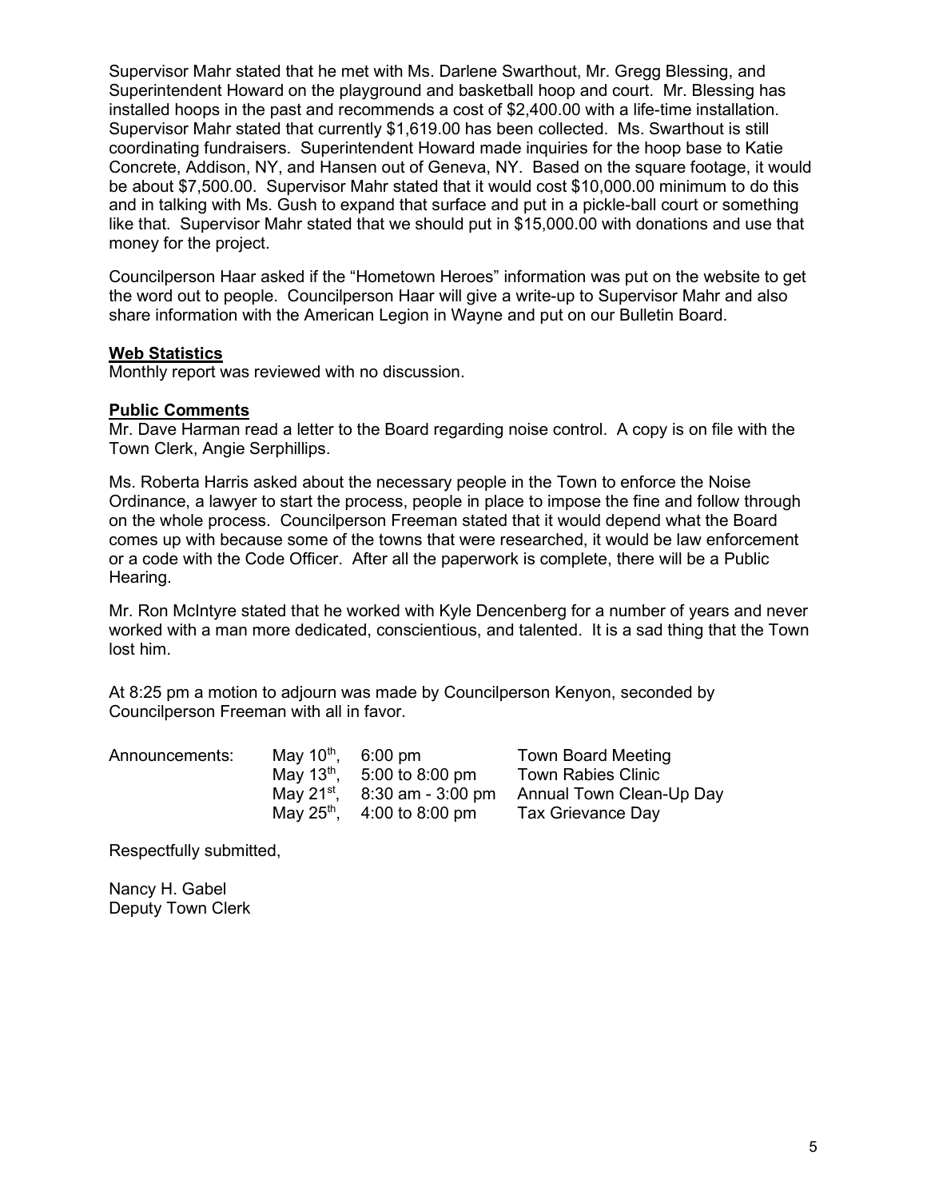Supervisor Mahr stated that he met with Ms. Darlene Swarthout, Mr. Gregg Blessing, and Superintendent Howard on the playground and basketball hoop and court. Mr. Blessing has installed hoops in the past and recommends a cost of $2,400.00 with a life-time installation. Supervisor Mahr stated that currently $1,619.00 has been collected. Ms. Swarthout is still coordinating fundraisers. Superintendent Howard made inquiries for the hoop base to Katie Concrete, Addison, NY, and Hansen out of Geneva, NY. Based on the square footage, it would be about $7,500.00. Supervisor Mahr stated that it would cost $10,000.00 minimum to do this and in talking with Ms. Gush to expand that surface and put in a pickle-ball court or something like that. Supervisor Mahr stated that we should put in $15,000.00 with donations and use that money for the project.

Councilperson Haar asked if the "Hometown Heroes" information was put on the website to get the word out to people. Councilperson Haar will give a write-up to Supervisor Mahr and also share information with the American Legion in Wayne and put on our Bulletin Board.

**Web Statistics**

Monthly report was reviewed with no discussion.

**Public Comments**

Mr. Dave Harman read a letter to the Board regarding noise control. A copy is on file with the Town Clerk, Angie Serphillips.

Ms. Roberta Harris asked about the necessary people in the Town to enforce the Noise Ordinance, a lawyer to start the process, people in place to impose the fine and follow through on the whole process. Councilperson Freeman stated that it would depend what the Board comes up with because some of the towns that were researched, it would be law enforcement or a code with the Code Officer. After all the paperwork is complete, there will be a Public Hearing.

Mr. Ron McIntyre stated that he worked with Kyle Dencenberg for a number of years and never worked with a man more dedicated, conscientious, and talented. It is a sad thing that the Town lost him.

At 8:25 pm a motion to adjourn was made by Councilperson Kenyon, seconded by Councilperson Freeman with all in favor.

| | | | |
|---|---|---|---|
| Announcements: | May 10th, | 6:00 pm | Town Board Meeting |
| | May 13th, | 5:00 to 8:00 pm | Town Rabies Clinic |
| | May 21st, | 8:30 am - 3:00 pm | Annual Town Clean-Up Day |
| | May 25th, | 4:00 to 8:00 pm | Tax Grievance Day |

Respectfully submitted,

Nancy H. Gabel
Deputy Town Clerk